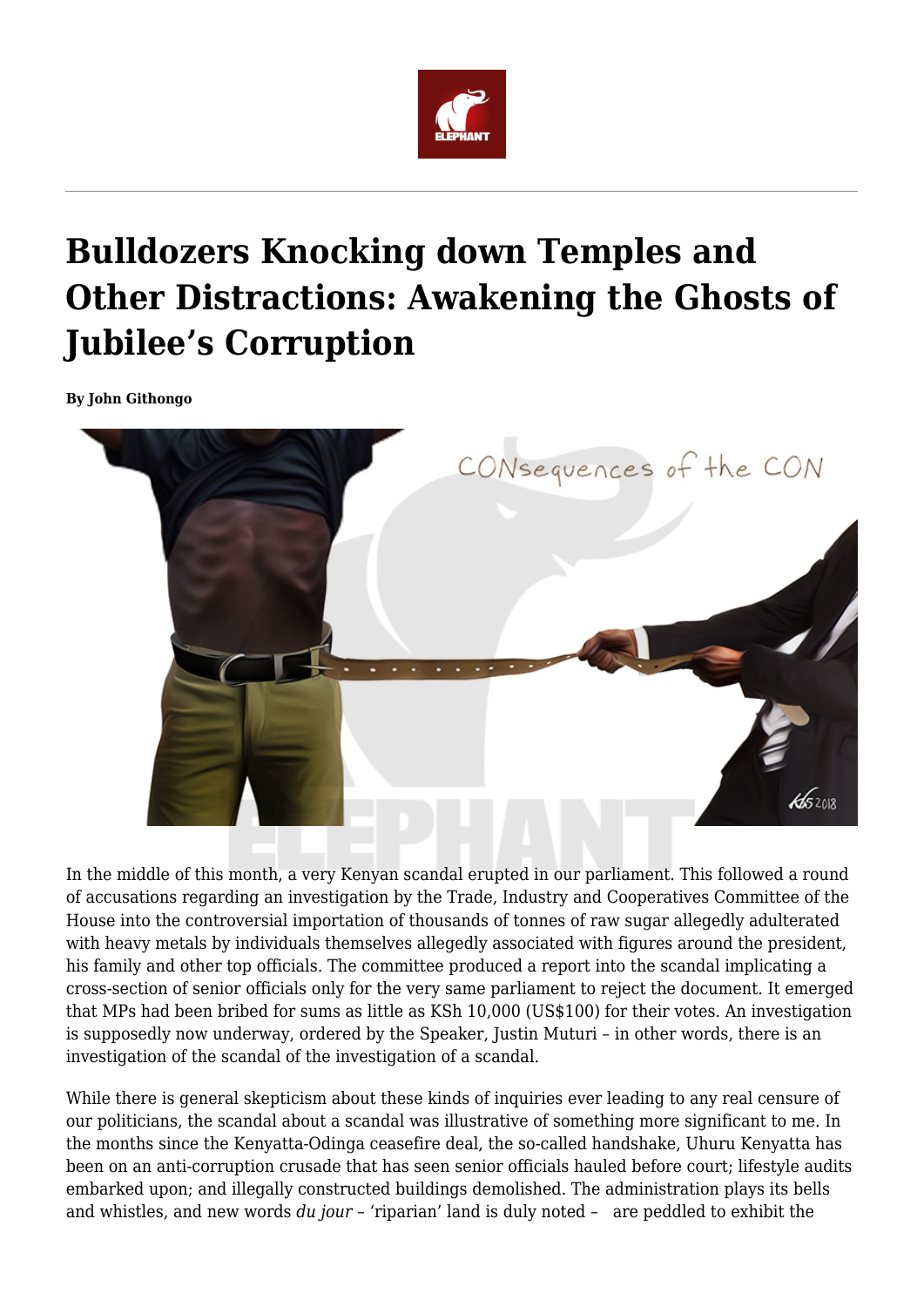# Bulldozers Knocking down Temples and Other Distractions: Awakening the Ghosts of Jubilee's Corruption

**By John Githongo**

In the middle of this month, a very Kenyan scandal erupted in our parliament. This followed a round of accusations regarding an investigation by the Trade, Industry and Cooperatives Committee of the House into the controversial importation of thousands of tonnes of raw sugar allegedly adulterated with heavy metals by individuals themselves allegedly associated with figures around the president, his family and other top officials. The committee produced a report into the scandal implicating a cross-section of senior officials only for the very same parliament to reject the document. It emerged that MPs had been bribed for sums as little as KSh 10,000 (US$100) for their votes. An investigation is supposedly now underway, ordered by the Speaker, Justin Muturi – in other words, there is an investigation of the scandal of the investigation of a scandal.

While there is general skepticism about these kinds of inquiries ever leading to any real censure of our politicians, the scandal about a scandal was illustrative of something more significant to me. In the months since the Kenyatta-Odinga ceasefire deal, the so-called handshake, Uhuru Kenyatta has been on an anti-corruption crusade that has seen senior officials hauled before court; lifestyle audits embarked upon; and illegally constructed buildings demolished. The administration plays its bells and whistles, and new words *du jour* – 'riparian' land is duly noted – are peddled to exhibit the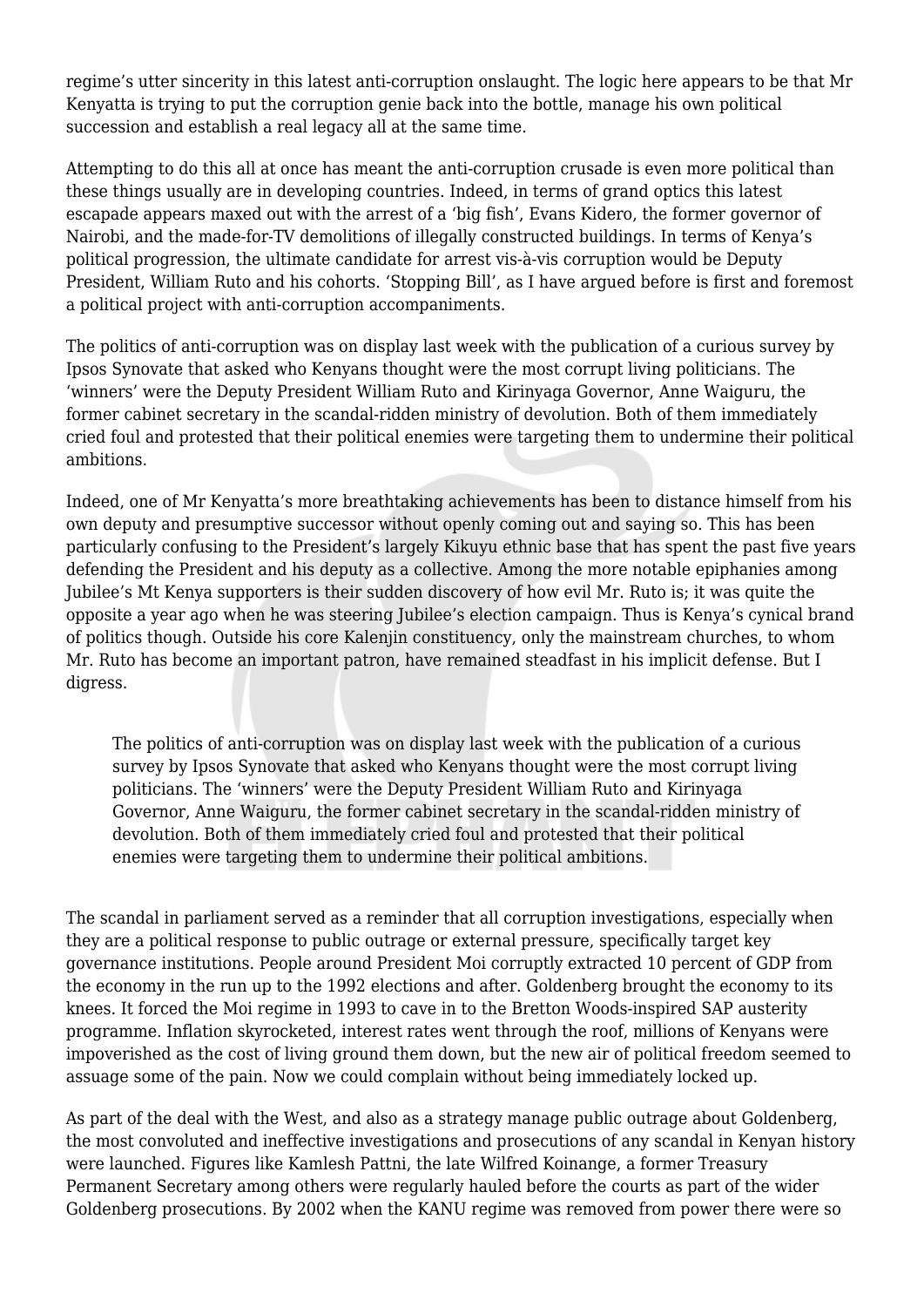regime's utter sincerity in this latest anti-corruption onslaught. The logic here appears to be that Mr Kenyatta is trying to put the corruption genie back into the bottle, manage his own political succession and establish a real legacy all at the same time.

Attempting to do this all at once has meant the anti-corruption crusade is even more political than these things usually are in developing countries. Indeed, in terms of grand optics this latest escapade appears maxed out with the arrest of a 'big fish', Evans Kidero, the former governor of Nairobi, and the made-for-TV demolitions of illegally constructed buildings. In terms of Kenya's political progression, the ultimate candidate for arrest vis-à-vis corruption would be Deputy President, William Ruto and his cohorts. 'Stopping Bill', as I have argued before is first and foremost a political project with anti-corruption accompaniments.

The politics of anti-corruption was on display last week with the publication of a curious survey by Ipsos Synovate that asked who Kenyans thought were the most corrupt living politicians. The 'winners' were the Deputy President William Ruto and Kirinyaga Governor, Anne Waiguru, the former cabinet secretary in the scandal-ridden ministry of devolution. Both of them immediately cried foul and protested that their political enemies were targeting them to undermine their political ambitions.

Indeed, one of Mr Kenyatta's more breathtaking achievements has been to distance himself from his own deputy and presumptive successor without openly coming out and saying so. This has been particularly confusing to the President's largely Kikuyu ethnic base that has spent the past five years defending the President and his deputy as a collective. Among the more notable epiphanies among Jubilee's Mt Kenya supporters is their sudden discovery of how evil Mr. Ruto is; it was quite the opposite a year ago when he was steering Jubilee's election campaign. Thus is Kenya's cynical brand of politics though. Outside his core Kalenjin constituency, only the mainstream churches, to whom Mr. Ruto has become an important patron, have remained steadfast in his implicit defense. But I digress.

> The politics of anti-corruption was on display last week with the publication of a curious survey by Ipsos Synovate that asked who Kenyans thought were the most corrupt living politicians. The 'winners' were the Deputy President William Ruto and Kirinyaga Governor, Anne Waiguru, the former cabinet secretary in the scandal-ridden ministry of devolution. Both of them immediately cried foul and protested that their political enemies were targeting them to undermine their political ambitions.

The scandal in parliament served as a reminder that all corruption investigations, especially when they are a political response to public outrage or external pressure, specifically target key governance institutions. People around President Moi corruptly extracted 10 percent of GDP from the economy in the run up to the 1992 elections and after. Goldenberg brought the economy to its knees. It forced the Moi regime in 1993 to cave in to the Bretton Woods-inspired SAP austerity programme. Inflation skyrocketed, interest rates went through the roof, millions of Kenyans were impoverished as the cost of living ground them down, but the new air of political freedom seemed to assuage some of the pain. Now we could complain without being immediately locked up.

As part of the deal with the West, and also as a strategy manage public outrage about Goldenberg, the most convoluted and ineffective investigations and prosecutions of any scandal in Kenyan history were launched. Figures like Kamlesh Pattni, the late Wilfred Koinange, a former Treasury Permanent Secretary among others were regularly hauled before the courts as part of the wider Goldenberg prosecutions. By 2002 when the KANU regime was removed from power there were so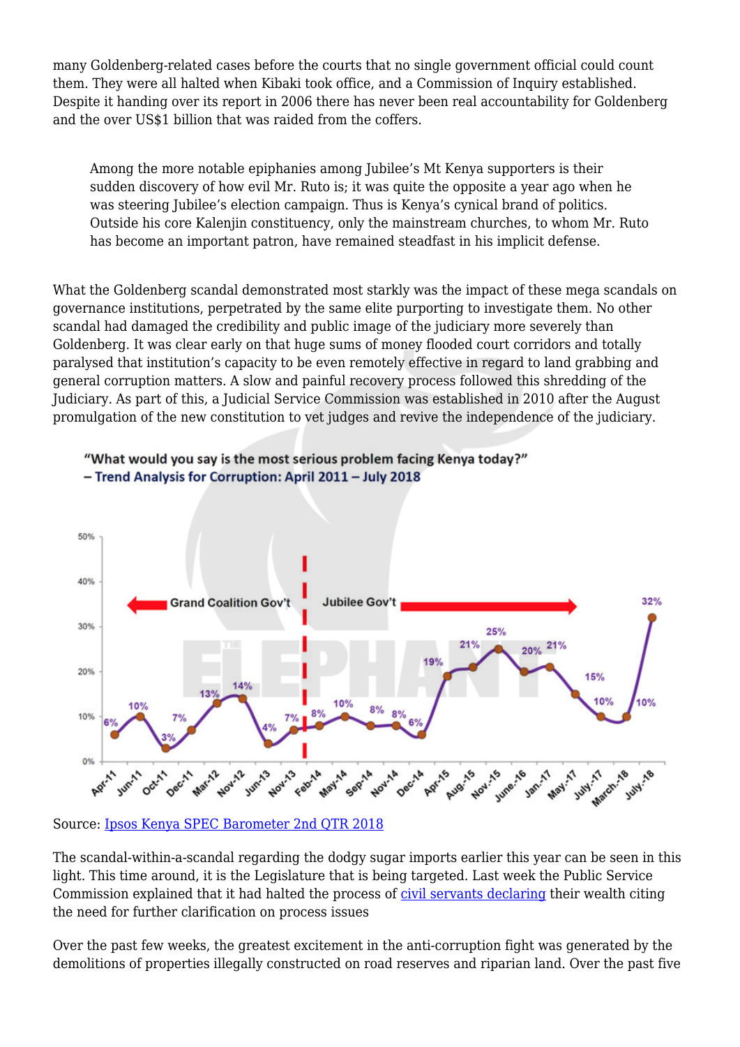many Goldenberg-related cases before the courts that no single government official could count them. They were all halted when Kibaki took office, and a Commission of Inquiry established. Despite it handing over its report in 2006 there has never been real accountability for Goldenberg and the over US$1 billion that was raided from the coffers.

> Among the more notable epiphanies among Jubilee's Mt Kenya supporters is their sudden discovery of how evil Mr. Ruto is; it was quite the opposite a year ago when he was steering Jubilee's election campaign. Thus is Kenya's cynical brand of politics. Outside his core Kalenjin constituency, only the mainstream churches, to whom Mr. Ruto has become an important patron, have remained steadfast in his implicit defense.

What the Goldenberg scandal demonstrated most starkly was the impact of these mega scandals on governance institutions, perpetrated by the same elite purporting to investigate them. No other scandal had damaged the credibility and public image of the judiciary more severely than Goldenberg. It was clear early on that huge sums of money flooded court corridors and totally paralysed that institution's capacity to be even remotely effective in regard to land grabbing and general corruption matters. A slow and painful recovery process followed this shredding of the Judiciary. As part of this, a Judicial Service Commission was established in 2010 after the August promulgation of the new constitution to vet judges and revive the independence of the judiciary.

**"What would you say is the most serious problem facing Kenya today?" – Trend Analysis for Corruption: April 2011 – July 2018**

Source: [Ipsos Kenya SPEC Barometer 2nd QTR 2018]

The scandal-within-a-scandal regarding the dodgy sugar imports earlier this year can be seen in this light. This time around, it is the Legislature that is being targeted. Last week the Public Service Commission explained that it had halted the process of [civil servants declaring] their wealth citing the need for further clarification on process issues

Over the past few weeks, the greatest excitement in the anti-corruption fight was generated by the demolitions of properties illegally constructed on road reserves and riparian land. Over the past five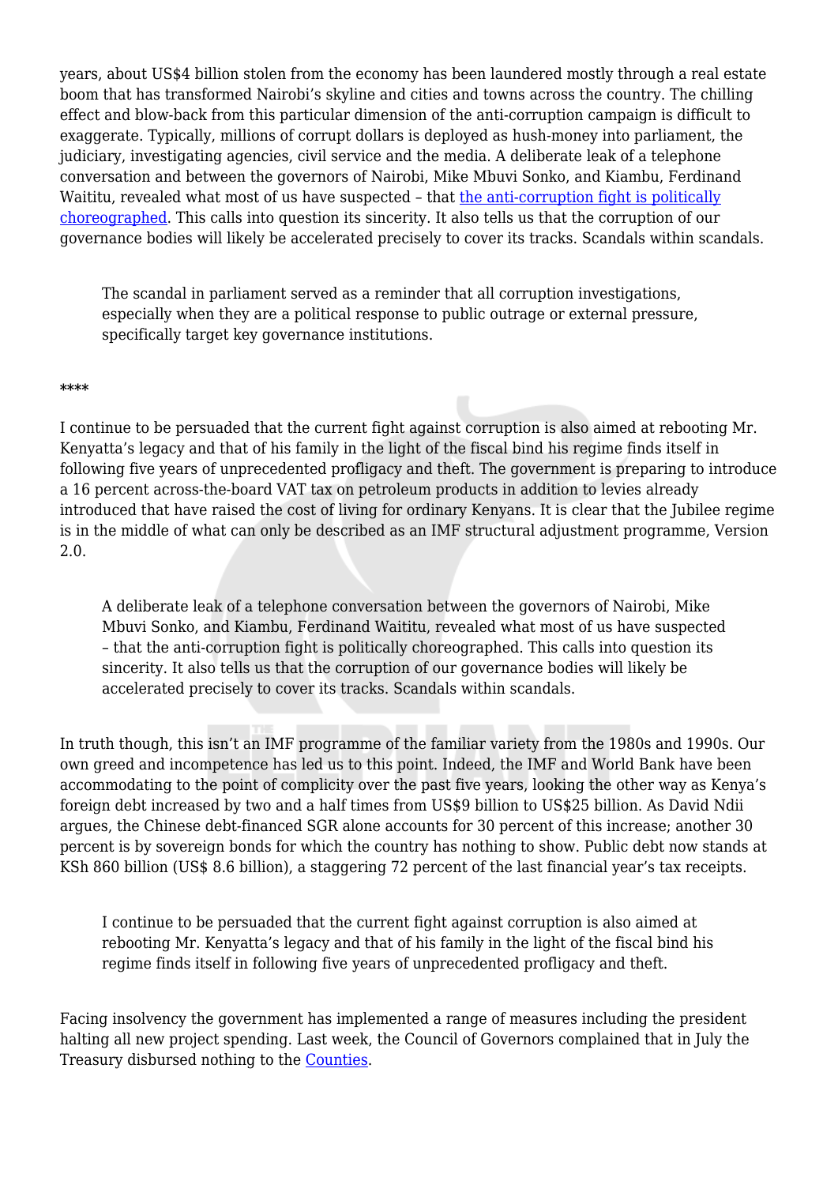years, about US$4 billion stolen from the economy has been laundered mostly through a real estate boom that has transformed Nairobi's skyline and cities and towns across the country. The chilling effect and blow-back from this particular dimension of the anti-corruption campaign is difficult to exaggerate. Typically, millions of corrupt dollars is deployed as hush-money into parliament, the judiciary, investigating agencies, civil service and the media. A deliberate leak of a telephone conversation and between the governors of Nairobi, Mike Mbuvi Sonko, and Kiambu, Ferdinand Waititu, revealed what most of us have suspected – that the anti-corruption fight is politically choreographed. This calls into question its sincerity. It also tells us that the corruption of our governance bodies will likely be accelerated precisely to cover its tracks. Scandals within scandals.

> The scandal in parliament served as a reminder that all corruption investigations, especially when they are a political response to public outrage or external pressure, specifically target key governance institutions.

\*\*\*\*

I continue to be persuaded that the current fight against corruption is also aimed at rebooting Mr. Kenyatta's legacy and that of his family in the light of the fiscal bind his regime finds itself in following five years of unprecedented profligacy and theft. The government is preparing to introduce a 16 percent across-the-board VAT tax on petroleum products in addition to levies already introduced that have raised the cost of living for ordinary Kenyans. It is clear that the Jubilee regime is in the middle of what can only be described as an IMF structural adjustment programme, Version 2.0.

> A deliberate leak of a telephone conversation between the governors of Nairobi, Mike Mbuvi Sonko, and Kiambu, Ferdinand Waititu, revealed what most of us have suspected – that the anti-corruption fight is politically choreographed. This calls into question its sincerity. It also tells us that the corruption of our governance bodies will likely be accelerated precisely to cover its tracks. Scandals within scandals.

In truth though, this isn't an IMF programme of the familiar variety from the 1980s and 1990s. Our own greed and incompetence has led us to this point. Indeed, the IMF and World Bank have been accommodating to the point of complicity over the past five years, looking the other way as Kenya's foreign debt increased by two and a half times from US$9 billion to US$25 billion. As David Ndii argues, the Chinese debt-financed SGR alone accounts for 30 percent of this increase; another 30 percent is by sovereign bonds for which the country has nothing to show. Public debt now stands at KSh 860 billion (US$ 8.6 billion), a staggering 72 percent of the last financial year's tax receipts.

> I continue to be persuaded that the current fight against corruption is also aimed at rebooting Mr. Kenyatta's legacy and that of his family in the light of the fiscal bind his regime finds itself in following five years of unprecedented profligacy and theft.

Facing insolvency the government has implemented a range of measures including the president halting all new project spending. Last week, the Council of Governors complained that in July the Treasury disbursed nothing to the Counties.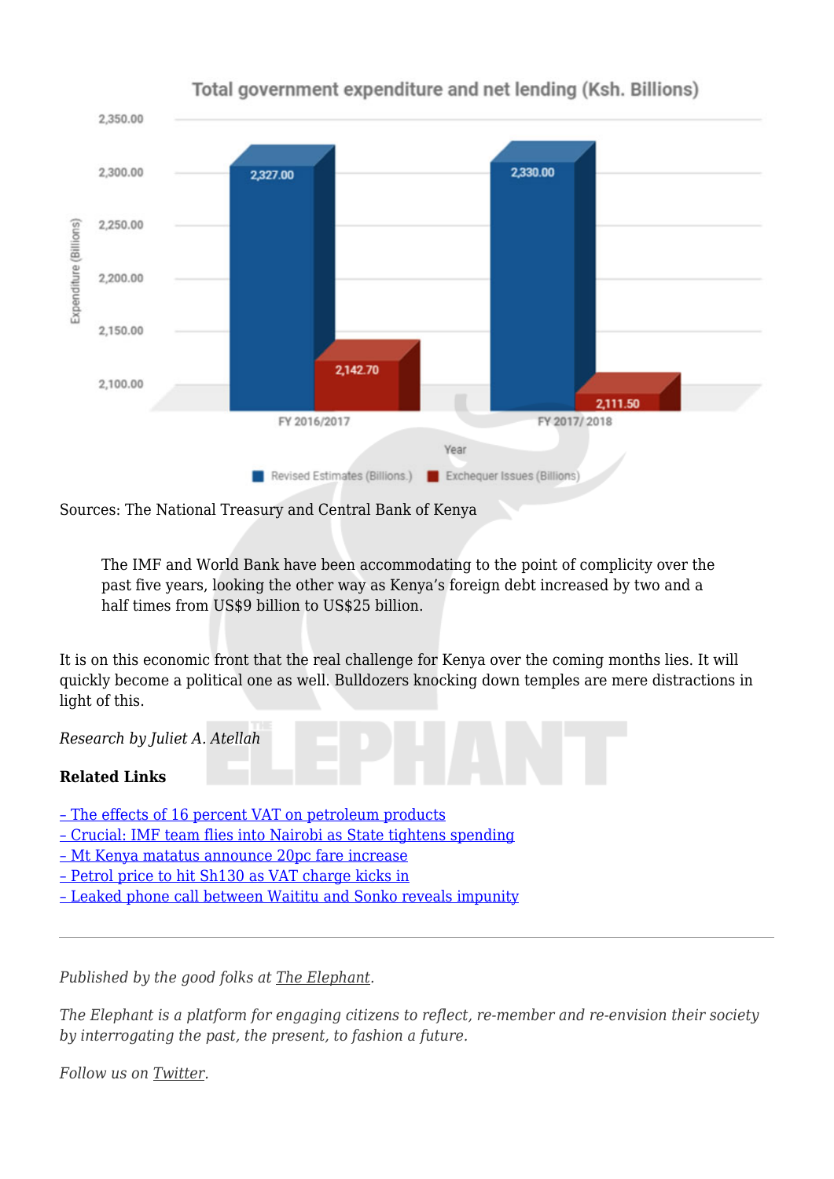Total government expenditure and net lending (Ksh. Billions)

Expenditure (Billions)

2,350.00
2,300.00
2,250.00
2,200.00
2,150.00
2,100.00

2,327.00
2,142.70
2,330.00
2,111.50

FY 2016/2017
FY 2017/ 2018

Year

Revised Estimates (Billions.) Exchequer Issues (Billions)

Sources: The National Treasury and Central Bank of Kenya

> The IMF and World Bank have been accommodating to the point of complicity over the past five years, looking the other way as Kenya's foreign debt increased by two and a half times from US$9 billion to US$25 billion.

It is on this economic front that the real challenge for Kenya over the coming months lies. It will quickly become a political one as well. Bulldozers knocking down temples are mere distractions in light of this.

*Research by Juliet A. Atellah*

**Related Links**

- The effects of 16 percent VAT on petroleum products
- Crucial: IMF team flies into Nairobi as State tightens spending
- Mt Kenya matatus announce 20pc fare increase
- Petrol price to hit Sh130 as VAT charge kicks in
- Leaked phone call between Waititu and Sonko reveals impunity

---

*Published by the good folks at The Elephant.*

*The Elephant is a platform for engaging citizens to reflect, re-member and re-envision their society by interrogating the past, the present, to fashion a future.*

*Follow us on Twitter.*